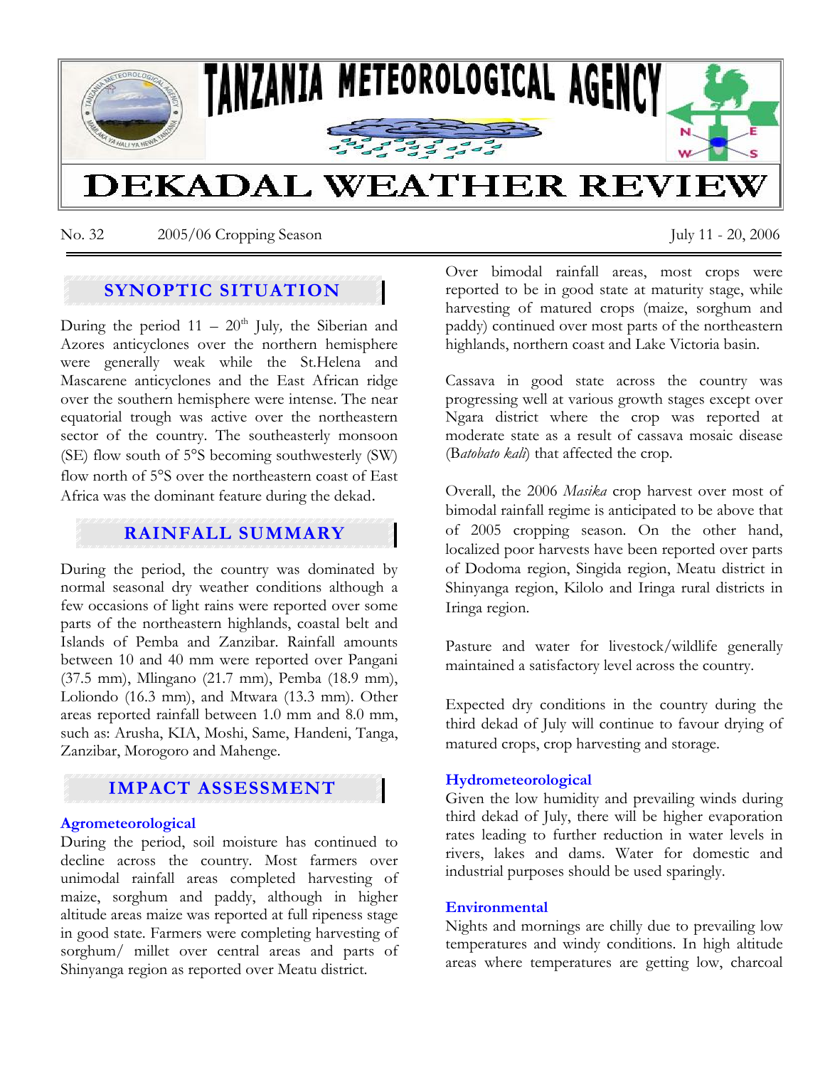# TANZANIA METEOROLOGICAL AGENCY

# DEKADAL WEATHER REVIEW

No. 32 2005/06 Cropping Season July 11 - 20, 2006

## SYNOPTIC SITUATION

During the period 11 – 20th July, the Siberian and Azores anticyclones over the northern hemisphere were generally weak while the St.Helena and Mascarene anticyclones and the East African ridge over the southern hemisphere were intense. The near equatorial trough was active over the northeastern sector of the country. The southeasterly monsoon (SE) flow south of 5°S becoming southwesterly (SW) flow north of 5°S over the northeastern coast of East Africa was the dominant feature during the dekad.

## RAINFALL SUMMARY

During the period, the country was dominated by normal seasonal dry weather conditions although a few occasions of light rains were reported over some parts of the northeastern highlands, coastal belt and Islands of Pemba and Zanzibar. Rainfall amounts between 10 and 40 mm were reported over Pangani (37.5 mm), Mlingano (21.7 mm), Pemba (18.9 mm), Loliondo (16.3 mm), and Mtwara (13.3 mm). Other areas reported rainfall between 1.0 mm and 8.0 mm, such as: Arusha, KIA, Moshi, Same, Handeni, Tanga, Zanzibar, Morogoro and Mahenge.

## IMPACT ASSESSMENT

### Agrometeorological

During the period, soil moisture has continued to decline across the country. Most farmers over unimodal rainfall areas completed harvesting of maize, sorghum and paddy, although in higher altitude areas maize was reported at full ripeness stage in good state. Farmers were completing harvesting of sorghum/ millet over central areas and parts of Shinyanga region as reported over Meatu district.

Over bimodal rainfall areas, most crops were reported to be in good state at maturity stage, while harvesting of matured crops (maize, sorghum and paddy) continued over most parts of the northeastern highlands, northern coast and Lake Victoria basin.

Cassava in good state across the country was progressing well at various growth stages except over Ngara district where the crop was reported at moderate state as a result of cassava mosaic disease (B*atobato kali*) that affected the crop.

Overall, the 2006 *Masika* crop harvest over most of bimodal rainfall regime is anticipated to be above that of 2005 cropping season. On the other hand, localized poor harvests have been reported over parts of Dodoma region, Singida region, Meatu district in Shinyanga region, Kilolo and Iringa rural districts in Iringa region.

Pasture and water for livestock/wildlife generally maintained a satisfactory level across the country.

Expected dry conditions in the country during the third dekad of July will continue to favour drying of matured crops, crop harvesting and storage.

### Hydrometeorological

Given the low humidity and prevailing winds during third dekad of July, there will be higher evaporation rates leading to further reduction in water levels in rivers, lakes and dams. Water for domestic and industrial purposes should be used sparingly.

### Environmental

Nights and mornings are chilly due to prevailing low temperatures and windy conditions. In high altitude areas where temperatures are getting low, charcoal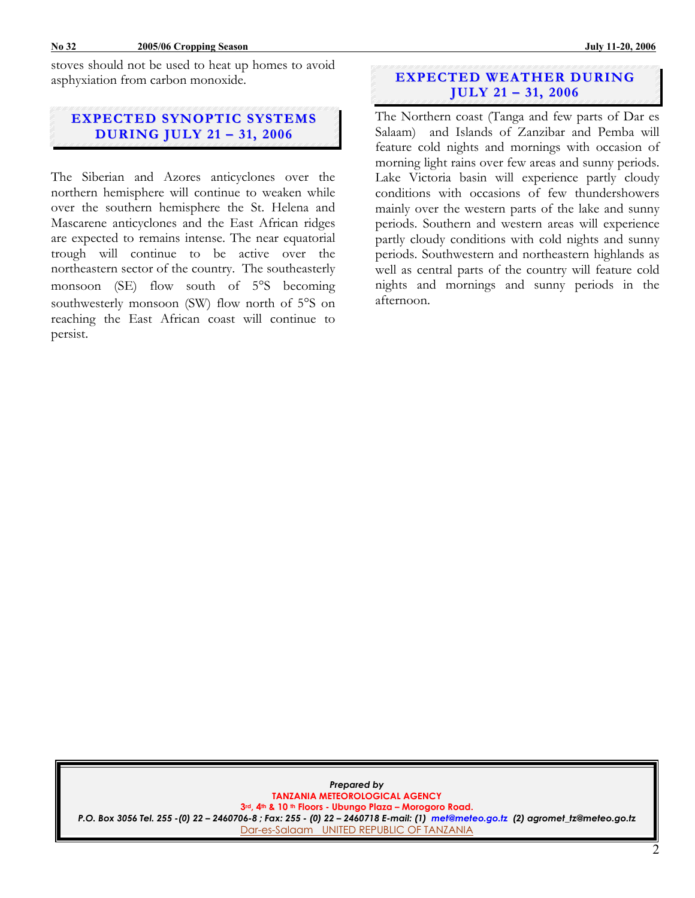stoves should not be used to heat up homes to avoid asphyxiation from carbon monoxide.

## EXPECTED SYNOPTIC SYSTEMS DURING JULY 21 – 31, 2006

The Siberian and Azores anticyclones over the northern hemisphere will continue to weaken while over the southern hemisphere the St. Helena and Mascarene anticyclones and the East African ridges are expected to remains intense. The near equatorial trough will continue to be active over the northeastern sector of the country. The southeasterly monsoon (SE) flow south of 5°S becoming southwesterly monsoon (SW) flow north of 5°S on reaching the East African coast will continue to persist.

## EXPECTED WEATHER DURING JULY 21 – 31, 2006

The Northern coast (Tanga and few parts of Dar es Salaam) and Islands of Zanzibar and Pemba will feature cold nights and mornings with occasion of morning light rains over few areas and sunny periods. Lake Victoria basin will experience partly cloudy conditions with occasions of few thundershowers mainly over the western parts of the lake and sunny periods. Southern and western areas will experience partly cloudy conditions with cold nights and sunny periods. Southwestern and northeastern highlands as well as central parts of the country will feature cold nights and mornings and sunny periods in the afternoon.

*Prepared by*
**TANZANIA METEOROLOGICAL AGENCY**
**3rd, 4th & 10th Floors - Ubungo Plaza – Morogoro Road.**
***P.O. Box 3056 Tel. 255 -(0) 22 – 2460706-8 ; Fax: 255 - (0) 22 – 2460718 E-mail: (1) met@meteo.go.tz (2) agromet_tz@meteo.go.tz***
Dar-es-Salaam UNITED REPUBLIC OF TANZANIA